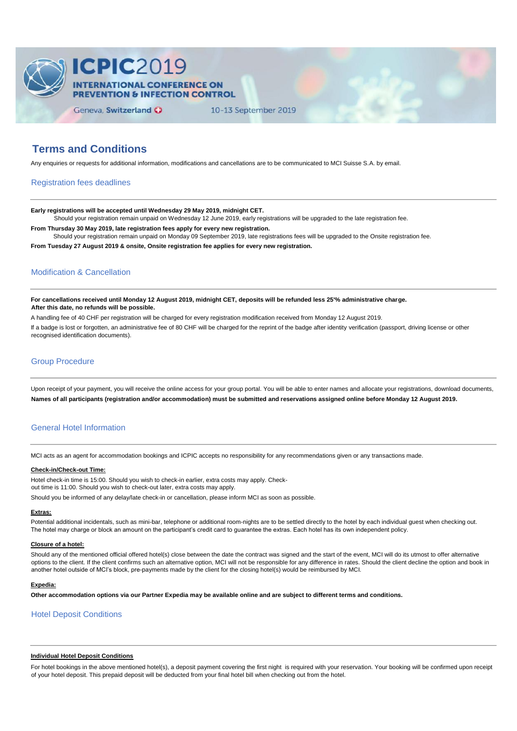# ICPIC2019

**INTERNATIONAL CONFERENCE ON PREVENTION & INFECTION CONTROL**

Geneva, **Switzerland** 10-13 September 2019

## Terms and Conditions

Any enquiries or requests for additional information, modifications and cancellations are to be communicated to MCI Suisse S.A. by email.

### Registration fees deadlines

**Early registrations will be accepted until Wednesday 29 May 2019, midnight CET.**

Should your registration remain unpaid on Wednesday 12 June 2019, early registrations will be upgraded to the late registration fee.

**From Thursday 30 May 2019, late registration fees apply for every new registration.**

Should your registration remain unpaid on Monday 09 September 2019, late registrations fees will be upgraded to the Onsite registration fee.

**From Tuesday 27 August 2019 & onsite, Onsite registration fee applies for every new registration.**

### Modification & Cancellation

**For cancellations received until Monday 12 August 2019, midnight CET, deposits will be refunded less 25'% administrative charge. After this date, no refunds will be possible.**

A handling fee of 40 CHF per registration will be charged for every registration modification received from Monday 12 August 2019.

If a badge is lost or forgotten, an administrative fee of 80 CHF will be charged for the reprint of the badge after identity verification (passport, driving license or other recognised identification documents).

### Group Procedure

Upon receipt of your payment, you will receive the online access for your group portal. You will be able to enter names and allocate your registrations, download documents, **Names of all participants (registration and/or accommodation) must be submitted and reservations assigned online before Monday 12 August 2019.**

### General Hotel Information

MCI acts as an agent for accommodation bookings and ICPIC accepts no responsibility for any recommendations given or any transactions made.

**Check-in/Check-out Time:**

Hotel check-in time is 15:00. Should you wish to check-in earlier, extra costs may apply. Check-out time is 11:00. Should you wish to check-out later, extra costs may apply.

Should you be informed of any delay/late check-in or cancellation, please inform MCI as soon as possible.

**Extras:**

Potential additional incidentals, such as mini-bar, telephone or additional room-nights are to be settled directly to the hotel by each individual guest when checking out. The hotel may charge or block an amount on the participant's credit card to guarantee the extras. Each hotel has its own independent policy.

**Closure of a hotel:**

Should any of the mentioned official offered hotel(s) close between the date the contract was signed and the start of the event, MCI will do its utmost to offer alternative options to the client. If the client confirms such an alternative option, MCI will not be responsible for any difference in rates. Should the client decline the option and book in another hotel outside of MCI's block, pre-payments made by the client for the closing hotel(s) would be reimbursed by MCI.

**Expedia:**

**Other accommodation options via our Partner Expedia may be available online and are subject to different terms and conditions.**

### Hotel Deposit Conditions

**Individual Hotel Deposit Conditions**

For hotel bookings in the above mentioned hotel(s), a deposit payment covering the first night is required with your reservation. Your booking will be confirmed upon receipt of your hotel deposit. This prepaid deposit will be deducted from your final hotel bill when checking out from the hotel.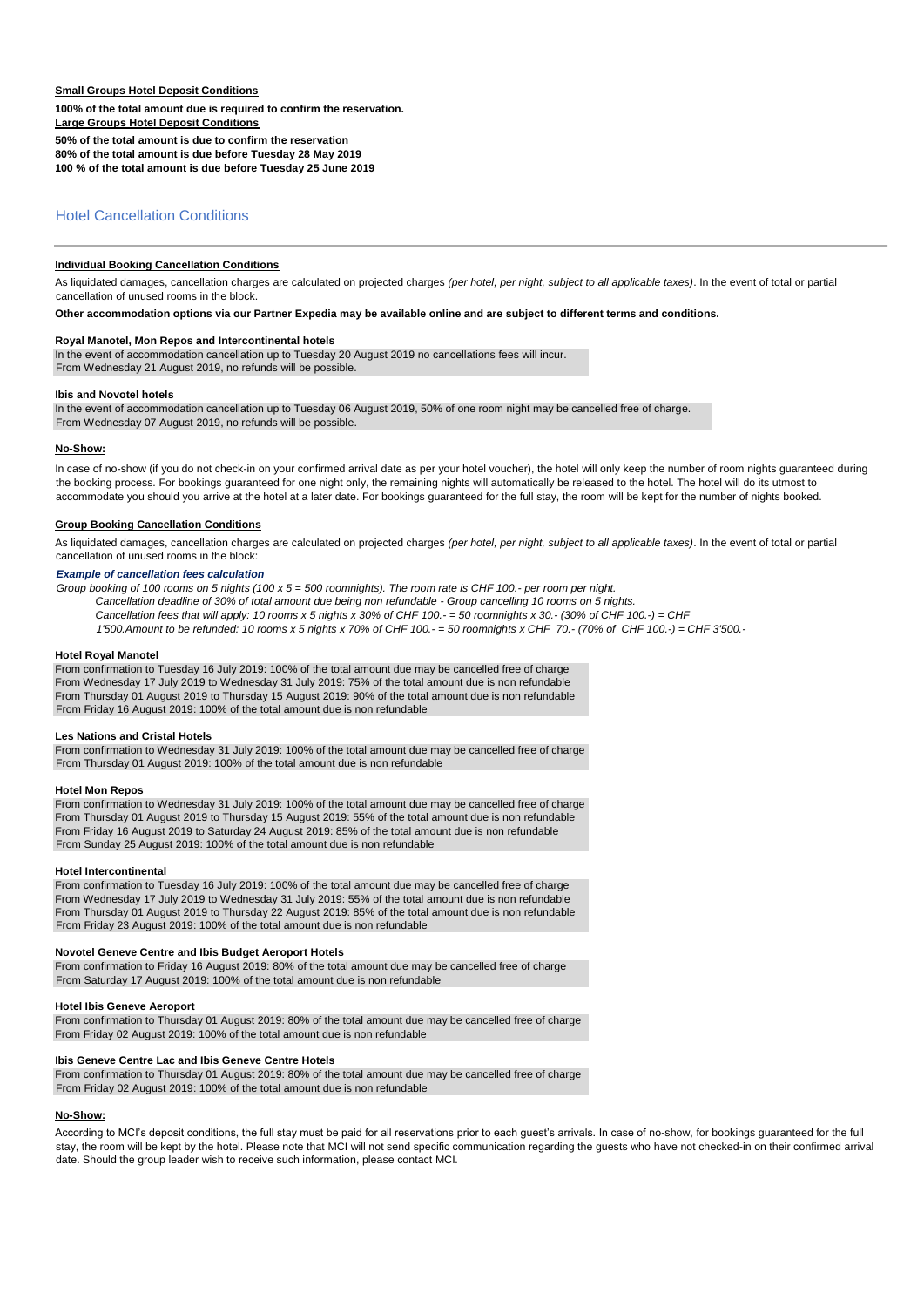**Small Groups Hotel Deposit Conditions**

**100% of the total amount due is required to confirm the reservation.**

**Large Groups Hotel Deposit Conditions**

**50% of the total amount is due to confirm the reservation**
**80% of the total amount is due before Tuesday 28 May 2019**
**100 % of the total amount is due before Tuesday 25 June 2019**

## Hotel Cancellation Conditions

**Individual Booking Cancellation Conditions**

As liquidated damages, cancellation charges are calculated on projected charges *(per hotel, per night, subject to all applicable taxes)*. In the event of total or partial cancellation of unused rooms in the block.

**Other accommodation options via our Partner Expedia may be available online and are subject to different terms and conditions.**

**Royal Manotel, Mon Repos and Intercontinental hotels**

In the event of accommodation cancellation up to Tuesday 20 August 2019 no cancellations fees will incur.
From Wednesday 21 August 2019, no refunds will be possible.

**Ibis and Novotel hotels**

In the event of accommodation cancellation up to Tuesday 06 August 2019, 50% of one room night may be cancelled free of charge.
From Wednesday 07 August 2019, no refunds will be possible.

**No-Show:**

In case of no-show (if you do not check-in on your confirmed arrival date as per your hotel voucher), the hotel will only keep the number of room nights guaranteed during the booking process. For bookings guaranteed for one night only, the remaining nights will automatically be released to the hotel. The hotel will do its utmost to accommodate you should you arrive at the hotel at a later date. For bookings guaranteed for the full stay, the room will be kept for the number of nights booked.

**Group Booking Cancellation Conditions**

As liquidated damages, cancellation charges are calculated on projected charges *(per hotel, per night, subject to all applicable taxes)*. In the event of total or partial cancellation of unused rooms in the block:

***Example of cancellation fees calculation***

*Group booking of 100 rooms on 5 nights (100 x 5 = 500 roomnights). The room rate is CHF 100.- per room per night.*
*Cancellation deadline of 30% of total amount due being non refundable - Group cancelling 10 rooms on 5 nights.*
*Cancellation fees that will apply: 10 rooms x 5 nights x 30% of CHF 100.- = 50 roomnights x 30.- (30% of CHF 100.-) = CHF 1'500.Amount to be refunded: 10 rooms x 5 nights x 70% of CHF 100.- = 50 roomnights x CHF 70.- (70% of CHF 100.-) = CHF 3'500.-*

**Hotel Royal Manotel**

From confirmation to Tuesday 16 July 2019: 100% of the total amount due may be cancelled free of charge
From Wednesday 17 July 2019 to Wednesday 31 July 2019: 75% of the total amount due is non refundable
From Thursday 01 August 2019 to Thursday 15 August 2019: 90% of the total amount due is non refundable
From Friday 16 August 2019: 100% of the total amount due is non refundable

**Les Nations and Cristal Hotels**

From confirmation to Wednesday 31 July 2019: 100% of the total amount due may be cancelled free of charge
From Thursday 01 August 2019: 100% of the total amount due is non refundable

**Hotel Mon Repos**

From confirmation to Wednesday 31 July 2019: 100% of the total amount due may be cancelled free of charge
From Thursday 01 August 2019 to Thursday 15 August 2019: 55% of the total amount due is non refundable
From Friday 16 August 2019 to Saturday 24 August 2019: 85% of the total amount due is non refundable
From Sunday 25 August 2019: 100% of the total amount due is non refundable

**Hotel Intercontinental**

From confirmation to Tuesday 16 July 2019: 100% of the total amount due may be cancelled free of charge
From Wednesday 17 July 2019 to Wednesday 31 July 2019: 55% of the total amount due is non refundable
From Thursday 01 August 2019 to Thursday 22 August 2019: 85% of the total amount due is non refundable
From Friday 23 August 2019: 100% of the total amount due is non refundable

**Novotel Geneve Centre and Ibis Budget Aeroport Hotels**

From confirmation to Friday 16 August 2019: 80% of the total amount due may be cancelled free of charge
From Saturday 17 August 2019: 100% of the total amount due is non refundable

**Hotel Ibis Geneve Aeroport**

From confirmation to Thursday 01 August 2019: 80% of the total amount due may be cancelled free of charge
From Friday 02 August 2019: 100% of the total amount due is non refundable

**Ibis Geneve Centre Lac and Ibis Geneve Centre Hotels**

From confirmation to Thursday 01 August 2019: 80% of the total amount due may be cancelled free of charge
From Friday 02 August 2019: 100% of the total amount due is non refundable

**No-Show:**

According to MCI's deposit conditions, the full stay must be paid for all reservations prior to each guest's arrivals. In case of no-show, for bookings guaranteed for the full stay, the room will be kept by the hotel. Please note that MCI will not send specific communication regarding the guests who have not checked-in on their confirmed arrival date. Should the group leader wish to receive such information, please contact MCI.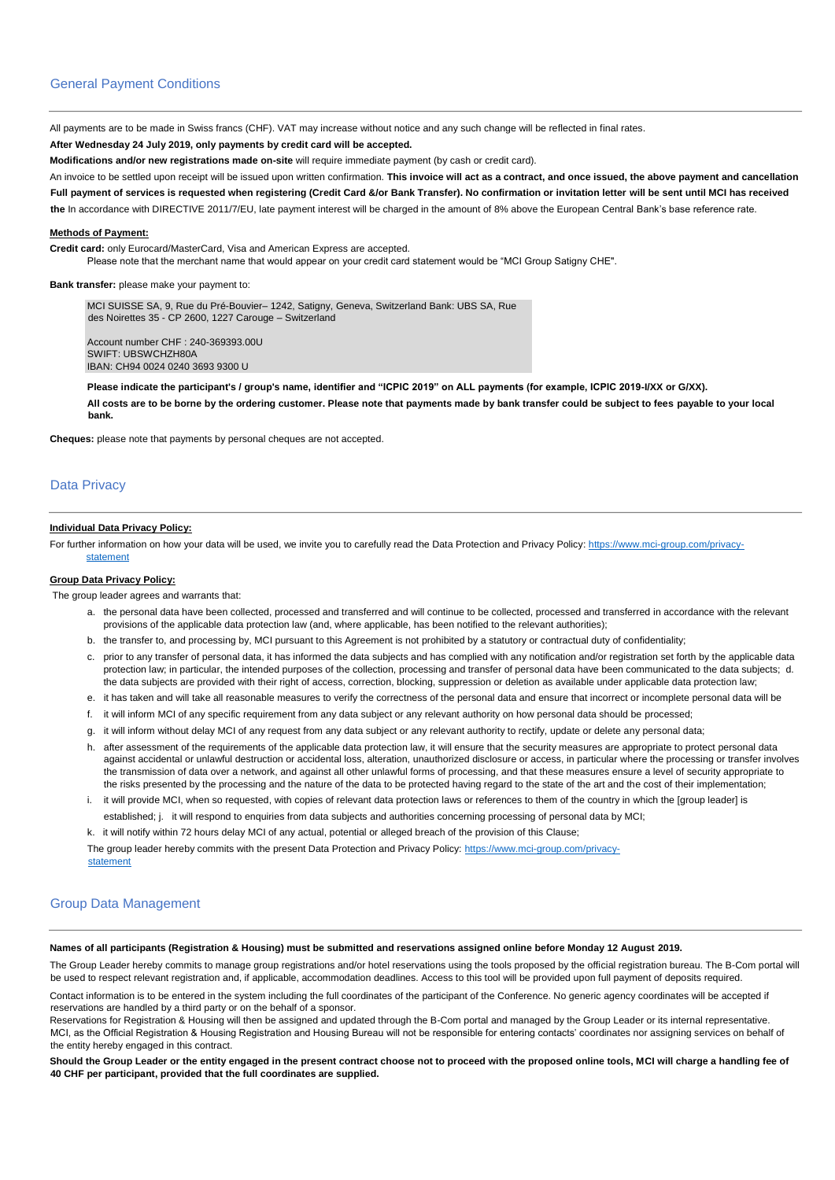## General Payment Conditions

All payments are to be made in Swiss francs (CHF). VAT may increase without notice and any such change will be reflected in final rates.

**After Wednesday 24 July 2019, only payments by credit card will be accepted.**

**Modifications and/or new registrations made on-site** will require immediate payment (by cash or credit card).

An invoice to be settled upon receipt will be issued upon written confirmation. **This invoice will act as a contract, and once issued, the above payment and cancellation Full payment of services is requested when registering (Credit Card &/or Bank Transfer). No confirmation or invitation letter will be sent until MCI has received the** In accordance with DIRECTIVE 2011/7/EU, late payment interest will be charged in the amount of 8% above the European Central Bank's base reference rate.

**Methods of Payment:**

**Credit card:** only Eurocard/MasterCard, Visa and American Express are accepted.
Please note that the merchant name that would appear on your credit card statement would be "MCI Group Satigny CHE".

**Bank transfer:** please make your payment to:

MCI SUISSE SA, 9, Rue du Pré-Bouvier– 1242, Satigny, Geneva, Switzerland Bank: UBS SA, Rue des Noirettes 35 - CP 2600, 1227 Carouge – Switzerland

Account number CHF : 240-369393.00U
SWIFT: UBSWCHZH80A
IBAN: CH94 0024 0240 3693 9300 U

**Please indicate the participant's / group's name, identifier and "ICPIC 2019" on ALL payments (for example, ICPIC 2019-I/XX or G/XX).**

**All costs are to be borne by the ordering customer. Please note that payments made by bank transfer could be subject to fees payable to your local bank.**

**Cheques:** please note that payments by personal cheques are not accepted.

## Data Privacy

**Individual Data Privacy Policy:**

For further information on how your data will be used, we invite you to carefully read the Data Protection and Privacy Policy: https://www.mci-group.com/privacy-statement

**Group Data Privacy Policy:**

The group leader agrees and warrants that:

a. the personal data have been collected, processed and transferred and will continue to be collected, processed and transferred in accordance with the relevant provisions of the applicable data protection law (and, where applicable, has been notified to the relevant authorities);
b. the transfer to, and processing by, MCI pursuant to this Agreement is not prohibited by a statutory or contractual duty of confidentiality;
c. prior to any transfer of personal data, it has informed the data subjects and has complied with any notification and/or registration set forth by the applicable data protection law; in particular, the intended purposes of the collection, processing and transfer of personal data have been communicated to the data subjects; d. the data subjects are provided with their right of access, correction, blocking, suppression or deletion as available under applicable data protection law;
e. it has taken and will take all reasonable measures to verify the correctness of the personal data and ensure that incorrect or incomplete personal data will be
f. it will inform MCI of any specific requirement from any data subject or any relevant authority on how personal data should be processed;
g. it will inform without delay MCI of any request from any data subject or any relevant authority to rectify, update or delete any personal data;
h. after assessment of the requirements of the applicable data protection law, it will ensure that the security measures are appropriate to protect personal data against accidental or unlawful destruction or accidental loss, alteration, unauthorized disclosure or access, in particular where the processing or transfer involves the transmission of data over a network, and against all other unlawful forms of processing, and that these measures ensure a level of security appropriate to the risks presented by the processing and the nature of the data to be protected having regard to the state of the art and the cost of their implementation;
i. it will provide MCI, when so requested, with copies of relevant data protection laws or references to them of the country in which the [group leader] is established; j. it will respond to enquiries from data subjects and authorities concerning processing of personal data by MCI;
k. it will notify within 72 hours delay MCI of any actual, potential or alleged breach of the provision of this Clause;

The group leader hereby commits with the present Data Protection and Privacy Policy: https://www.mci-group.com/privacy-statement

## Group Data Management

**Names of all participants (Registration & Housing) must be submitted and reservations assigned online before Monday 12 August 2019.**

The Group Leader hereby commits to manage group registrations and/or hotel reservations using the tools proposed by the official registration bureau. The B-Com portal will be used to respect relevant registration and, if applicable, accommodation deadlines. Access to this tool will be provided upon full payment of deposits required.

Contact information is to be entered in the system including the full coordinates of the participant of the Conference. No generic agency coordinates will be accepted if reservations are handled by a third party or on the behalf of a sponsor.
Reservations for Registration & Housing will then be assigned and updated through the B-Com portal and managed by the Group Leader or its internal representative.
MCI, as the Official Registration & Housing Registration and Housing Bureau will not be responsible for entering contacts' coordinates nor assigning services on behalf of the entity hereby engaged in this contract.

**Should the Group Leader or the entity engaged in the present contract choose not to proceed with the proposed online tools, MCI will charge a handling fee of 40 CHF per participant, provided that the full coordinates are supplied.**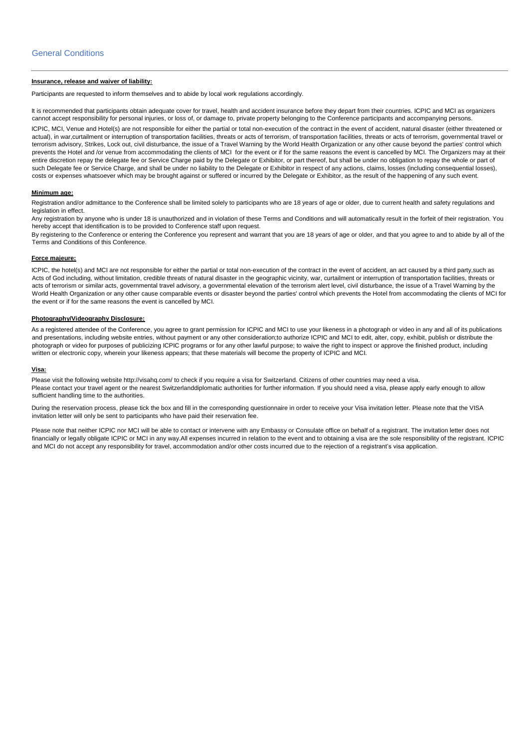## General Conditions

**Insurance, release and waiver of liability:**

Participants are requested to inform themselves and to abide by local work regulations accordingly.

It is recommended that participants obtain adequate cover for travel, health and accident insurance before they depart from their countries. ICPIC and MCI as organizers cannot accept responsibility for personal injuries, or loss of, or damage to, private property belonging to the Conference participants and accompanying persons.

ICPIC, MCI, Venue and Hotel(s) are not responsible for either the partial or total non-execution of the contract in the event of accident, natural disaster (either threatened or actual), in war,curtailment or interruption of transportation facilities, threats or acts of terrorism, of transportation facilities, threats or acts of terrorism, governmental travel or terrorism advisory, Strikes, Lock out, civil disturbance, the issue of a Travel Warning by the World Health Organization or any other cause beyond the parties' control which prevents the Hotel and /or venue from accommodating the clients of MCI for the event or if for the same reasons the event is cancelled by MCI. The Organizers may at their entire discretion repay the delegate fee or Service Charge paid by the Delegate or Exhibitor, or part thereof, but shall be under no obligation to repay the whole or part of such Delegate fee or Service Charge, and shall be under no liability to the Delegate or Exhibitor in respect of any actions, claims, losses (including consequential losses), costs or expenses whatsoever which may be brought against or suffered or incurred by the Delegate or Exhibitor, as the result of the happening of any such event.

**Minimum age:**

Registration and/or admittance to the Conference shall be limited solely to participants who are 18 years of age or older, due to current health and safety regulations and legislation in effect.

Any registration by anyone who is under 18 is unauthorized and in violation of these Terms and Conditions and will automatically result in the forfeit of their registration. You hereby accept that identification is to be provided to Conference staff upon request.

By registering to the Conference or entering the Conference you represent and warrant that you are 18 years of age or older, and that you agree to and to abide by all of the Terms and Conditions of this Conference.

**Force majeure:**

ICPIC, the hotel(s) and MCI are not responsible for either the partial or total non-execution of the contract in the event of accident, an act caused by a third party,such as Acts of God including, without limitation, credible threats of natural disaster in the geographic vicinity, war, curtailment or interruption of transportation facilities, threats or acts of terrorism or similar acts, governmental travel advisory, a governmental elevation of the terrorism alert level, civil disturbance, the issue of a Travel Warning by the World Health Organization or any other cause comparable events or disaster beyond the parties' control which prevents the Hotel from accommodating the clients of MCI for the event or if for the same reasons the event is cancelled by MCI.

**Photography/Videography Disclosure:**

As a registered attendee of the Conference, you agree to grant permission for ICPIC and MCI to use your likeness in a photograph or video in any and all of its publications and presentations, including website entries, without payment or any other consideration;to authorize ICPIC and MCI to edit, alter, copy, exhibit, publish or distribute the photograph or video for purposes of publicizing ICPIC programs or for any other lawful purpose; to waive the right to inspect or approve the finished product, including written or electronic copy, wherein your likeness appears; that these materials will become the property of ICPIC and MCI.

**Visa:**

Please visit the following website http://visahq.com/ to check if you require a visa for Switzerland. Citizens of other countries may need a visa.
Please contact your travel agent or the nearest Switzerlanddiplomatic authorities for further information. If you should need a visa, please apply early enough to allow sufficient handling time to the authorities.

During the reservation process, please tick the box and fill in the corresponding questionnaire in order to receive your Visa invitation letter. Please note that the VISA invitation letter will only be sent to participants who have paid their reservation fee.

Please note that neither ICPIC nor MCI will be able to contact or intervene with any Embassy or Consulate office on behalf of a registrant. The invitation letter does not financially or legally obligate ICPIC or MCI in any way.All expenses incurred in relation to the event and to obtaining a visa are the sole responsibility of the registrant. ICPIC and MCI do not accept any responsibility for travel, accommodation and/or other costs incurred due to the rejection of a registrant's visa application.